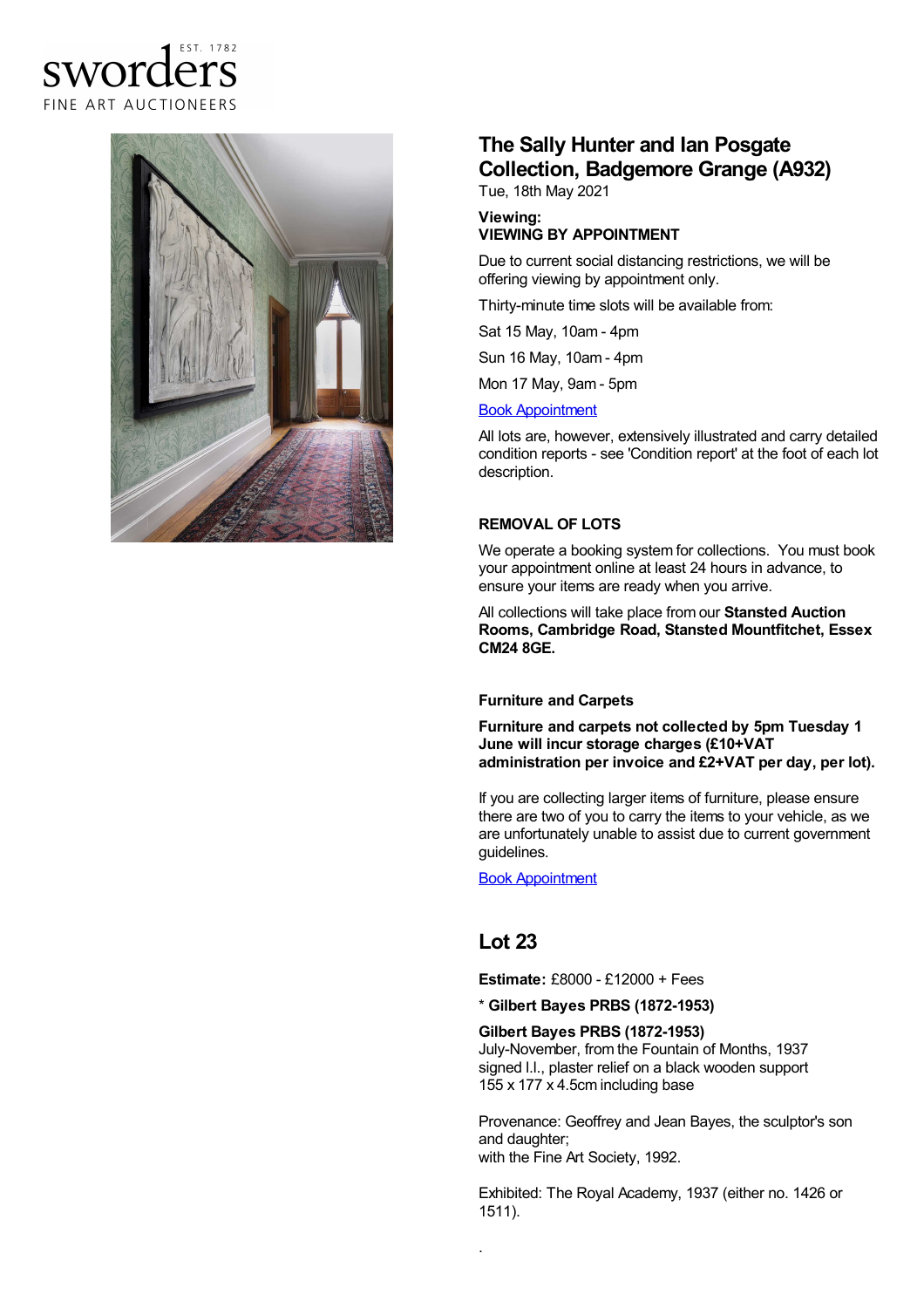sworders

EST. 1782

FINE ART AUCTIONEERS

## The Sally Hunter and Ian Posgate Collection, Badgemore Grange (A932)

Tue, 18th May 2021

**Viewing:**
**VIEWING BY APPOINTMENT**

Due to current social distancing restrictions, we will be offering viewing by appointment only.

Thirty-minute time slots will be available from:

Sat 15 May, 10am - 4pm

Sun 16 May, 10am - 4pm

Mon 17 May, 9am - 5pm

[Book Appointment]

All lots are, however, extensively illustrated and carry detailed condition reports - see 'Condition report' at the foot of each lot description.

**REMOVAL OF LOTS**

We operate a booking system for collections. You must book your appointment online at least 24 hours in advance, to ensure your items are ready when you arrive.

All collections will take place from our **Stansted Auction Rooms, Cambridge Road, Stansted Mountfitchet, Essex CM24 8GE.**

**Furniture and Carpets**

**Furniture and carpets not collected by 5pm Tuesday 1 June will incur storage charges (£10+VAT administration per invoice and £2+VAT per day, per lot).**

If you are collecting larger items of furniture, please ensure there are two of you to carry the items to your vehicle, as we are unfortunately unable to assist due to current government guidelines.

[Book Appointment]

## Lot 23

**Estimate:** £8000 - £12000 + Fees

**\* Gilbert Bayes PRBS (1872-1953)**

**Gilbert Bayes PRBS (1872-1953)**
July-November, from the Fountain of Months, 1937
signed l.l., plaster relief on a black wooden support
155 x 177 x 4.5cm including base

Provenance: Geoffrey and Jean Bayes, the sculptor's son and daughter;
with the Fine Art Society, 1992.

Exhibited: The Royal Academy, 1937 (either no. 1426 or 1511).

.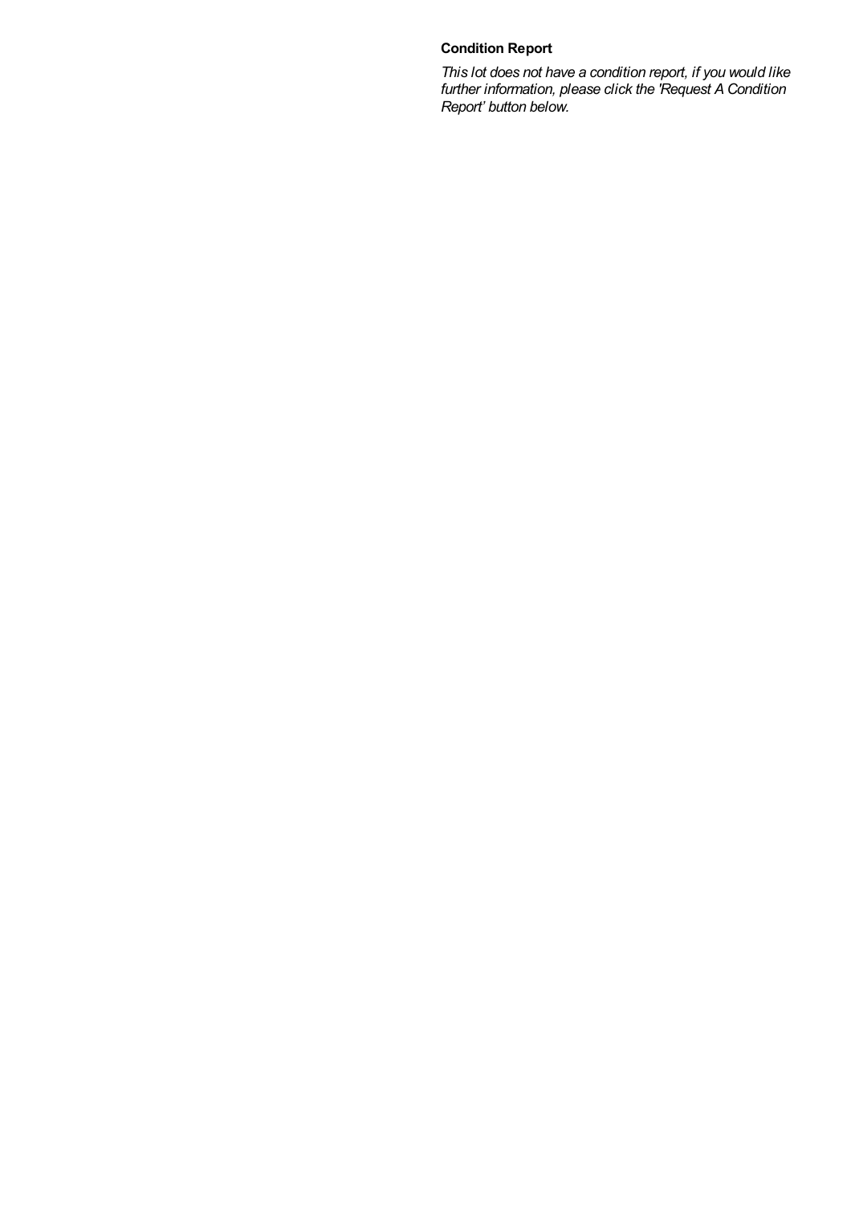**Condition Report**

*This lot does not have a condition report, if you would like further information, please click the 'Request A Condition Report' button below.*